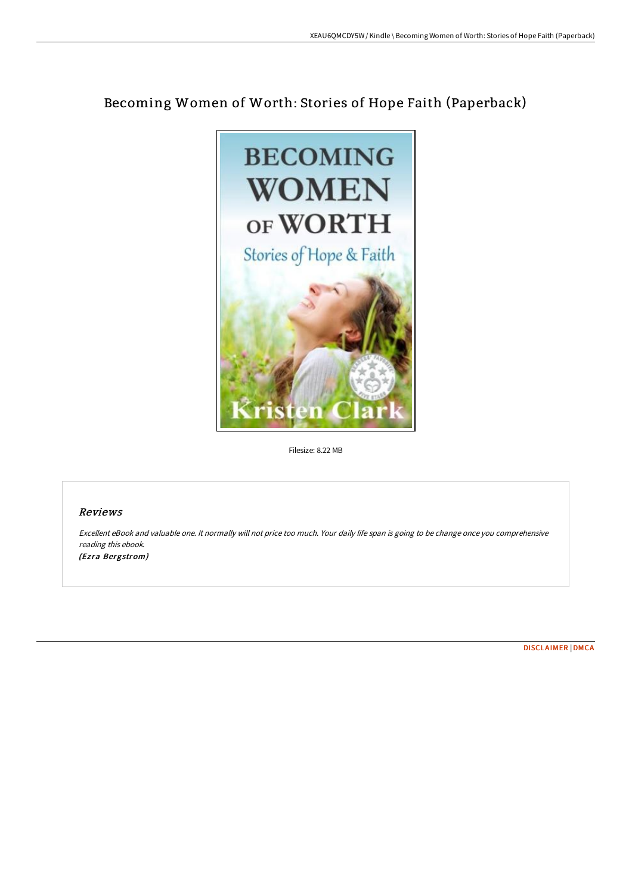# Becoming Women of Worth: Stories of Hope Faith (Paperback)

Filesize: 8.22 MB

## *Reviews*

*Excellent eBook and valuable one. It normally will not price too much. Your daily life span is going to be change once you comprehensive reading this ebook.*
***(Ezra Bergstrom)***

DISCLAIMER | DMCA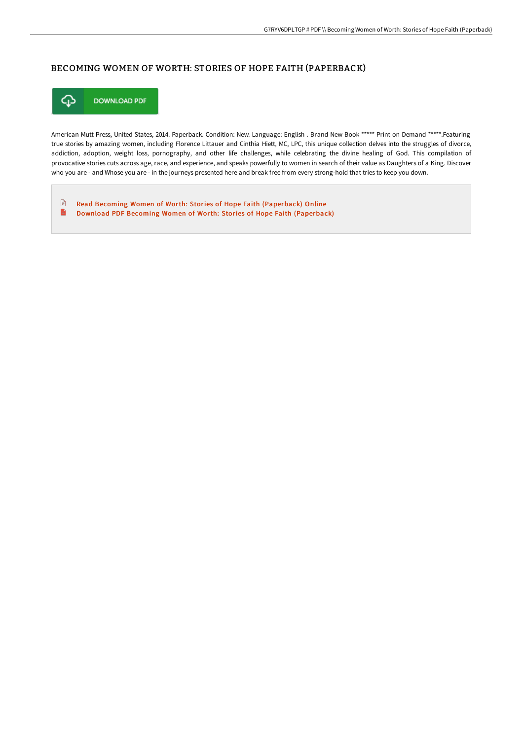# BECOMING WOMEN OF WORTH: STORIES OF HOPE FAITH (PAPERBACK)

DOWNLOAD PDF

American Mutt Press, United States, 2014. Paperback. Condition: New. Language: English . Brand New Book ***** Print on Demand *****.Featuring true stories by amazing women, including Florence Littauer and Cinthia Hiett, MC, LPC, this unique collection delves into the struggles of divorce, addiction, adoption, weight loss, pornography, and other life challenges, while celebrating the divine healing of God. This compilation of provocative stories cuts across age, race, and experience, and speaks powerfully to women in search of their value as Daughters of a King. Discover who you are - and Whose you are - in the journeys presented here and break free from every strong-hold that tries to keep you down.

- Read Becoming Women of Worth: Stories of Hope Faith (Paperback) Online
- Download PDF Becoming Women of Worth: Stories of Hope Faith (Paperback)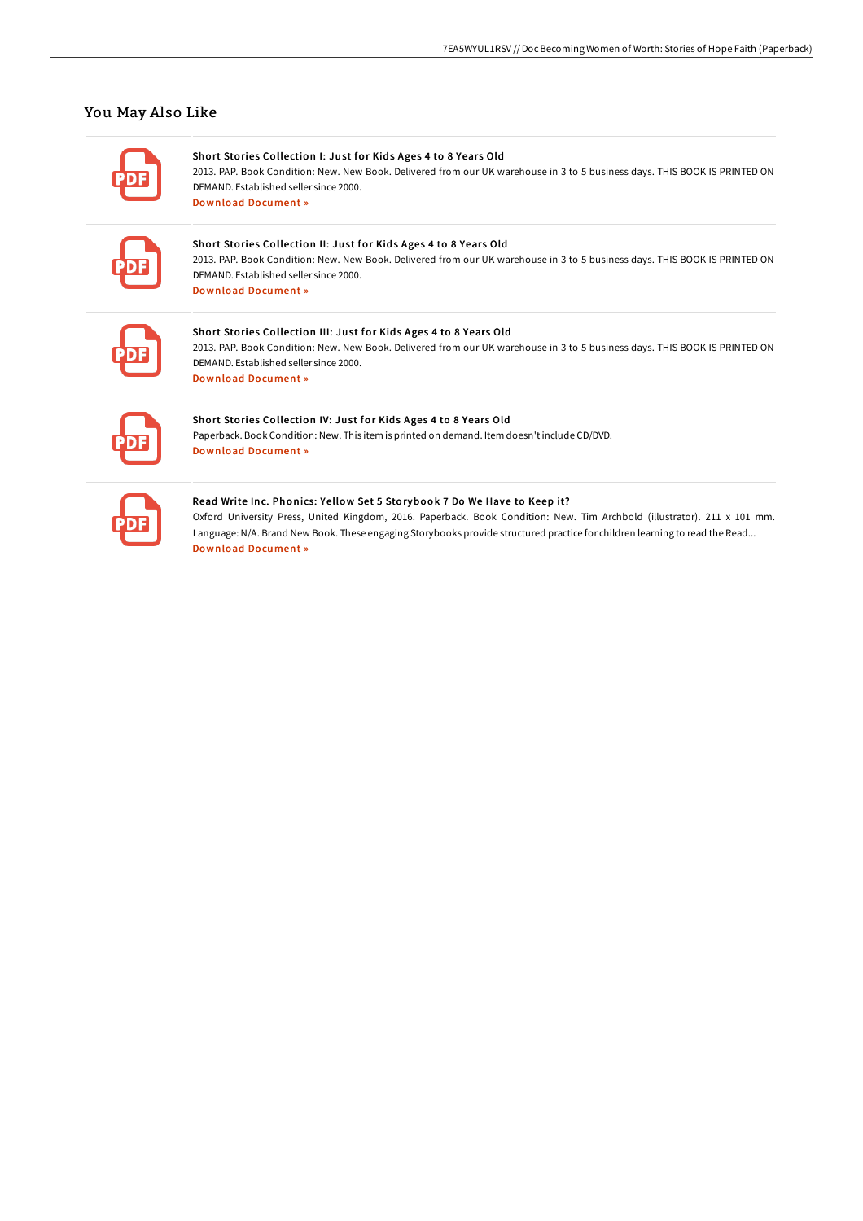## You May Also Like

**Short Stories Collection I: Just for Kids Ages 4 to 8 Years Old**

2013. PAP. Book Condition: New. New Book. Delivered from our UK warehouse in 3 to 5 business days. THIS BOOK IS PRINTED ON DEMAND. Established seller since 2000.

Download Document »

**Short Stories Collection II: Just for Kids Ages 4 to 8 Years Old**

2013. PAP. Book Condition: New. New Book. Delivered from our UK warehouse in 3 to 5 business days. THIS BOOK IS PRINTED ON DEMAND. Established seller since 2000.

Download Document »

**Short Stories Collection III: Just for Kids Ages 4 to 8 Years Old**

2013. PAP. Book Condition: New. New Book. Delivered from our UK warehouse in 3 to 5 business days. THIS BOOK IS PRINTED ON DEMAND. Established seller since 2000.

Download Document »

**Short Stories Collection IV: Just for Kids Ages 4 to 8 Years Old**

Paperback. Book Condition: New. This item is printed on demand. Item doesn't include CD/DVD.

Download Document »

**Read Write Inc. Phonics: Yellow Set 5 Storybook 7 Do We Have to Keep it?**

Oxford University Press, United Kingdom, 2016. Paperback. Book Condition: New. Tim Archbold (illustrator). 211 x 101 mm. Language: N/A. Brand New Book. These engaging Storybooks provide structured practice for children learning to read the Read...

Download Document »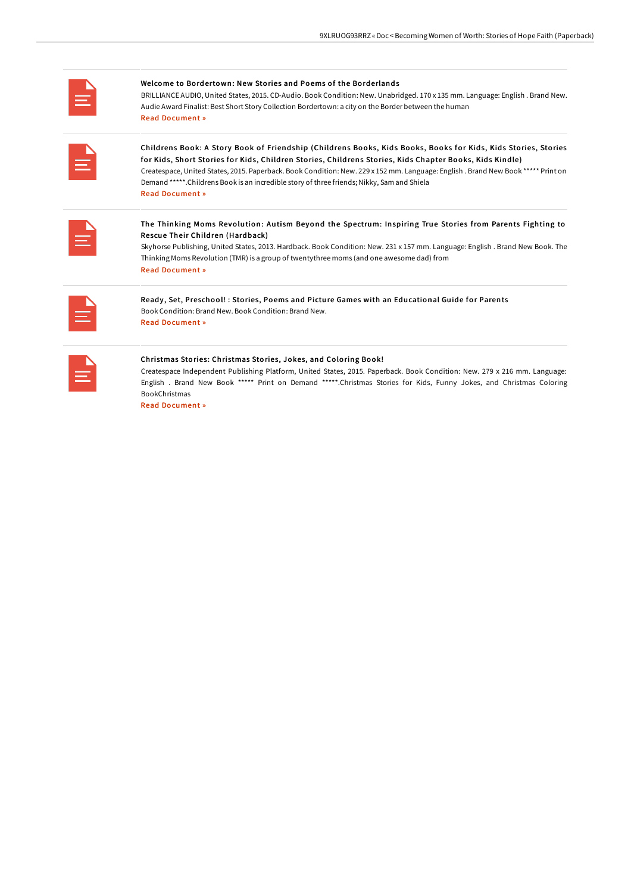### Welcome to Bordertown: New Stories and Poems of the Borderlands

BRILLIANCE AUDIO, United States, 2015. CD-Audio. Book Condition: New. Unabridged. 170 x 135 mm. Language: English . Brand New. Audie Award Finalist: Best Short Story Collection Bordertown: a city on the Border between the human

Read Document »

### Childrens Book: A Story Book of Friendship (Childrens Books, Kids Books, Books for Kids, Kids Stories, Stories for Kids, Short Stories for Kids, Children Stories, Childrens Stories, Kids Chapter Books, Kids Kindle)

Createspace, United States, 2015. Paperback. Book Condition: New. 229 x 152 mm. Language: English . Brand New Book ***** Print on Demand *****.Childrens Book is an incredible story of three friends; Nikky, Sam and Shiela

Read Document »

### The Thinking Moms Revolution: Autism Beyond the Spectrum: Inspiring True Stories from Parents Fighting to Rescue Their Children (Hardback)

Skyhorse Publishing, United States, 2013. Hardback. Book Condition: New. 231 x 157 mm. Language: English . Brand New Book. The Thinking Moms Revolution (TMR) is a group of twentythree moms (and one awesome dad) from

Read Document »

### Ready, Set, Preschool! : Stories, Poems and Picture Games with an Educational Guide for Parents

Book Condition: Brand New. Book Condition: Brand New.

Read Document »

### Christmas Stories: Christmas Stories, Jokes, and Coloring Book!

Createspace Independent Publishing Platform, United States, 2015. Paperback. Book Condition: New. 279 x 216 mm. Language: English . Brand New Book ***** Print on Demand *****.Christmas Stories for Kids, Funny Jokes, and Christmas Coloring BookChristmas

Read Document »